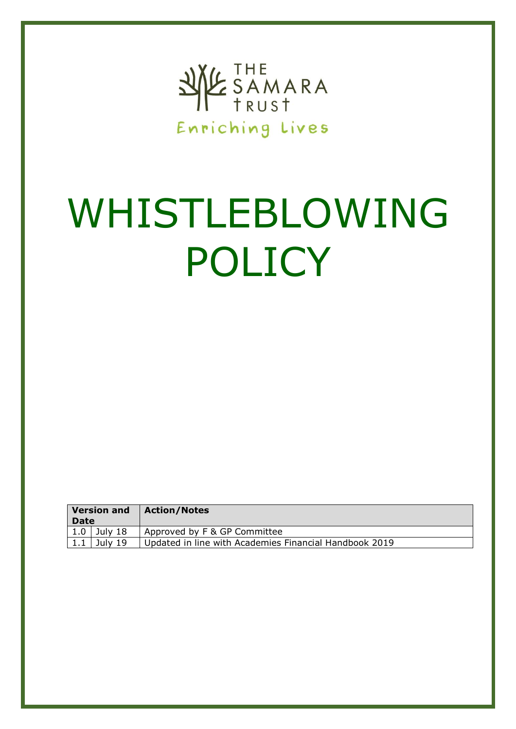THE SAMARA TRUST

Enriching Lives

# WHISTLEBLOWING POLICY

| Version and Date | | Action/Notes |
|---|---|---|
| 1.0 | July 18 | Approved by F & GP Committee |
| 1.1 | July 19 | Updated in line with Academies Financial Handbook 2019 |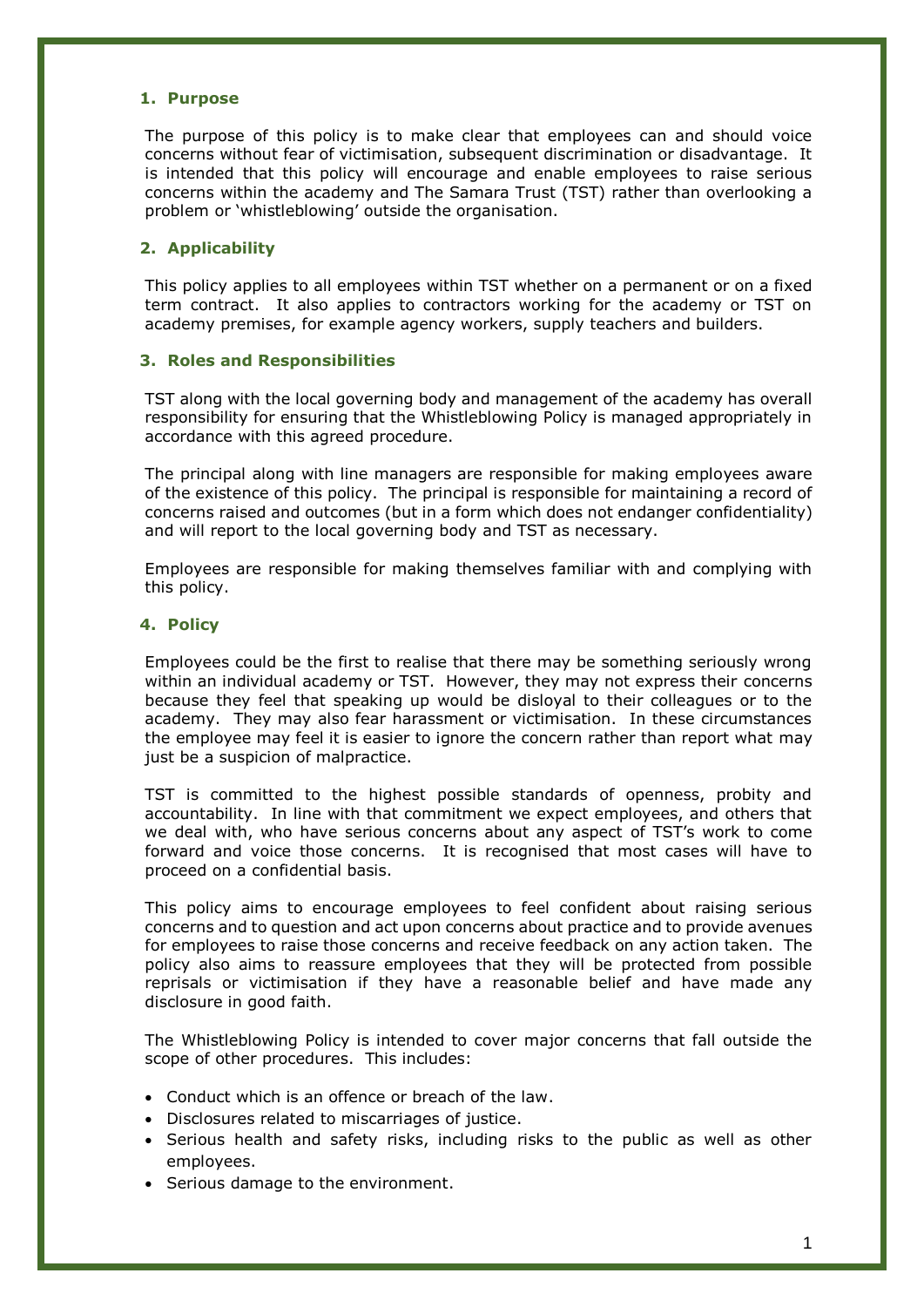## 1. Purpose

The purpose of this policy is to make clear that employees can and should voice concerns without fear of victimisation, subsequent discrimination or disadvantage. It is intended that this policy will encourage and enable employees to raise serious concerns within the academy and The Samara Trust (TST) rather than overlooking a problem or 'whistleblowing' outside the organisation.

## 2. Applicability

This policy applies to all employees within TST whether on a permanent or on a fixed term contract. It also applies to contractors working for the academy or TST on academy premises, for example agency workers, supply teachers and builders.

## 3. Roles and Responsibilities

TST along with the local governing body and management of the academy has overall responsibility for ensuring that the Whistleblowing Policy is managed appropriately in accordance with this agreed procedure.

The principal along with line managers are responsible for making employees aware of the existence of this policy. The principal is responsible for maintaining a record of concerns raised and outcomes (but in a form which does not endanger confidentiality) and will report to the local governing body and TST as necessary.

Employees are responsible for making themselves familiar with and complying with this policy.

## 4. Policy

Employees could be the first to realise that there may be something seriously wrong within an individual academy or TST. However, they may not express their concerns because they feel that speaking up would be disloyal to their colleagues or to the academy. They may also fear harassment or victimisation. In these circumstances the employee may feel it is easier to ignore the concern rather than report what may just be a suspicion of malpractice.

TST is committed to the highest possible standards of openness, probity and accountability. In line with that commitment we expect employees, and others that we deal with, who have serious concerns about any aspect of TST's work to come forward and voice those concerns. It is recognised that most cases will have to proceed on a confidential basis.

This policy aims to encourage employees to feel confident about raising serious concerns and to question and act upon concerns about practice and to provide avenues for employees to raise those concerns and receive feedback on any action taken. The policy also aims to reassure employees that they will be protected from possible reprisals or victimisation if they have a reasonable belief and have made any disclosure in good faith.

The Whistleblowing Policy is intended to cover major concerns that fall outside the scope of other procedures. This includes:

- Conduct which is an offence or breach of the law.
- Disclosures related to miscarriages of justice.
- Serious health and safety risks, including risks to the public as well as other employees.
- Serious damage to the environment.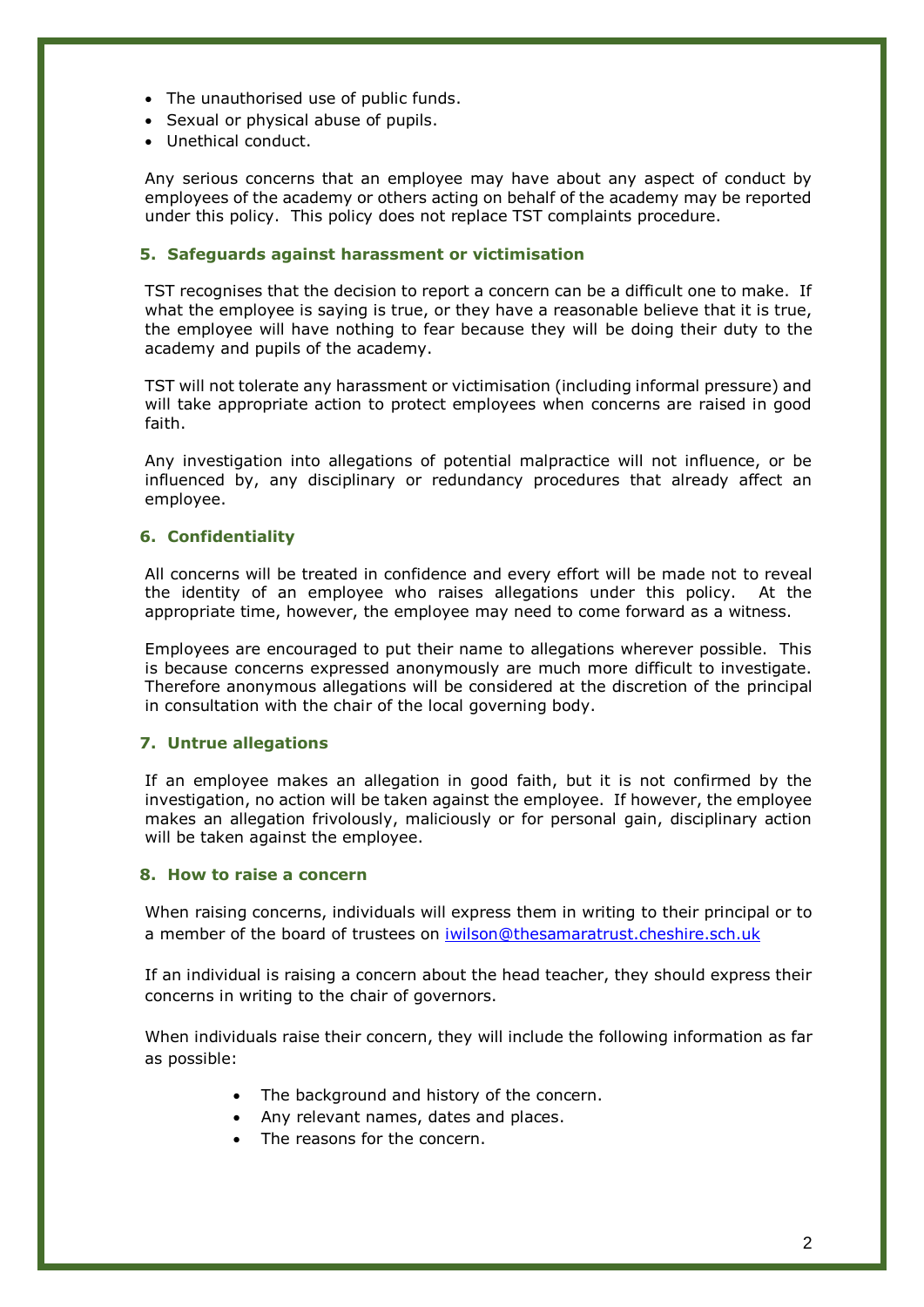- The unauthorised use of public funds.
- Sexual or physical abuse of pupils.
- Unethical conduct.

Any serious concerns that an employee may have about any aspect of conduct by employees of the academy or others acting on behalf of the academy may be reported under this policy. This policy does not replace TST complaints procedure.

## 5. Safeguards against harassment or victimisation

TST recognises that the decision to report a concern can be a difficult one to make. If what the employee is saying is true, or they have a reasonable believe that it is true, the employee will have nothing to fear because they will be doing their duty to the academy and pupils of the academy.

TST will not tolerate any harassment or victimisation (including informal pressure) and will take appropriate action to protect employees when concerns are raised in good faith.

Any investigation into allegations of potential malpractice will not influence, or be influenced by, any disciplinary or redundancy procedures that already affect an employee.

## 6. Confidentiality

All concerns will be treated in confidence and every effort will be made not to reveal the identity of an employee who raises allegations under this policy. At the appropriate time, however, the employee may need to come forward as a witness.

Employees are encouraged to put their name to allegations wherever possible. This is because concerns expressed anonymously are much more difficult to investigate. Therefore anonymous allegations will be considered at the discretion of the principal in consultation with the chair of the local governing body.

## 7. Untrue allegations

If an employee makes an allegation in good faith, but it is not confirmed by the investigation, no action will be taken against the employee. If however, the employee makes an allegation frivolously, maliciously or for personal gain, disciplinary action will be taken against the employee.

## 8. How to raise a concern

When raising concerns, individuals will express them in writing to their principal or to a member of the board of trustees on iwilson@thesamaratrust.cheshire.sch.uk

If an individual is raising a concern about the head teacher, they should express their concerns in writing to the chair of governors.

When individuals raise their concern, they will include the following information as far as possible:

- The background and history of the concern.
- Any relevant names, dates and places.
- The reasons for the concern.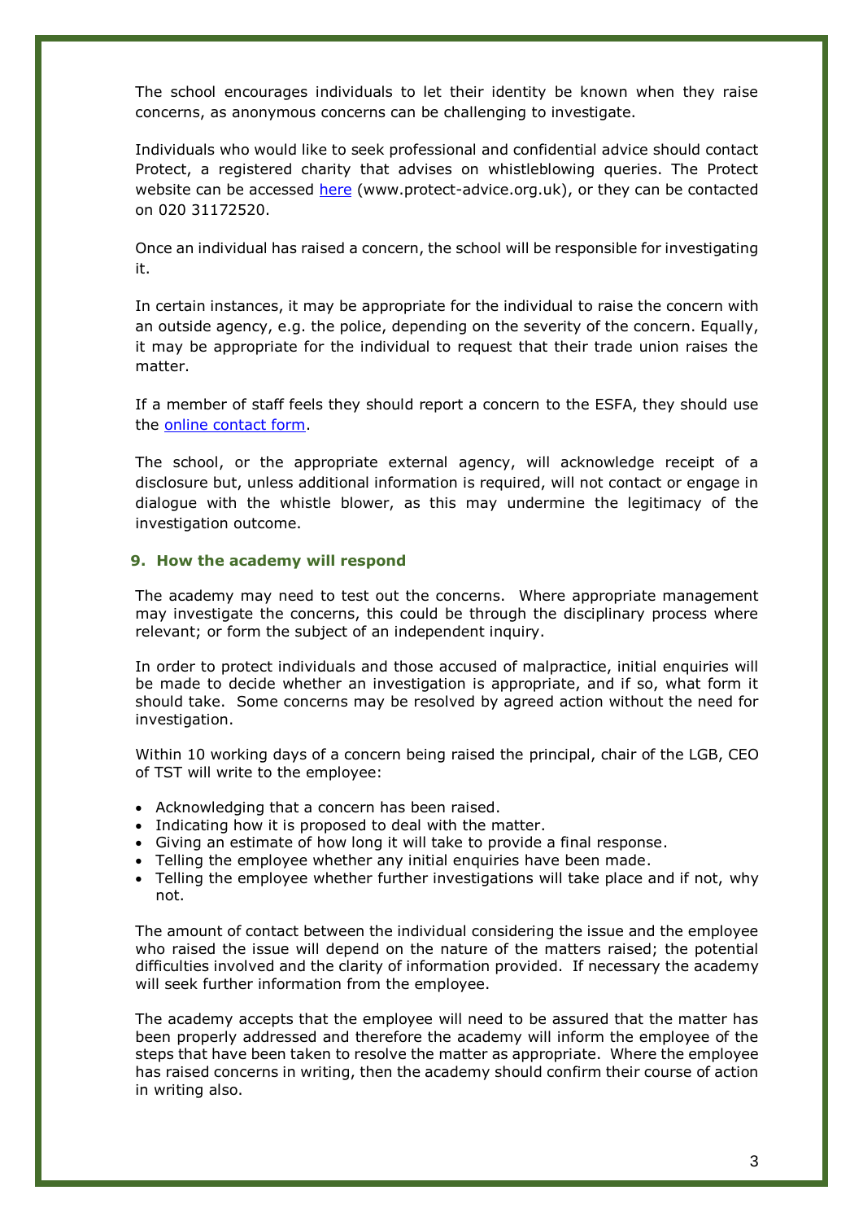The school encourages individuals to let their identity be known when they raise concerns, as anonymous concerns can be challenging to investigate.

Individuals who would like to seek professional and confidential advice should contact Protect, a registered charity that advises on whistleblowing queries. The Protect website can be accessed [here](www.protect-advice.org.uk) (www.protect-advice.org.uk), or they can be contacted on 020 31172520.

Once an individual has raised a concern, the school will be responsible for investigating it.

In certain instances, it may be appropriate for the individual to raise the concern with an outside agency, e.g. the police, depending on the severity of the concern. Equally, it may be appropriate for the individual to request that their trade union raises the matter.

If a member of staff feels they should report a concern to the ESFA, they should use the online contact form.

The school, or the appropriate external agency, will acknowledge receipt of a disclosure but, unless additional information is required, will not contact or engage in dialogue with the whistle blower, as this may undermine the legitimacy of the investigation outcome.

### 9. How the academy will respond

The academy may need to test out the concerns. Where appropriate management may investigate the concerns, this could be through the disciplinary process where relevant; or form the subject of an independent inquiry.

In order to protect individuals and those accused of malpractice, initial enquiries will be made to decide whether an investigation is appropriate, and if so, what form it should take. Some concerns may be resolved by agreed action without the need for investigation.

Within 10 working days of a concern being raised the principal, chair of the LGB, CEO of TST will write to the employee:

- Acknowledging that a concern has been raised.
- Indicating how it is proposed to deal with the matter.
- Giving an estimate of how long it will take to provide a final response.
- Telling the employee whether any initial enquiries have been made.
- Telling the employee whether further investigations will take place and if not, why not.

The amount of contact between the individual considering the issue and the employee who raised the issue will depend on the nature of the matters raised; the potential difficulties involved and the clarity of information provided. If necessary the academy will seek further information from the employee.

The academy accepts that the employee will need to be assured that the matter has been properly addressed and therefore the academy will inform the employee of the steps that have been taken to resolve the matter as appropriate. Where the employee has raised concerns in writing, then the academy should confirm their course of action in writing also.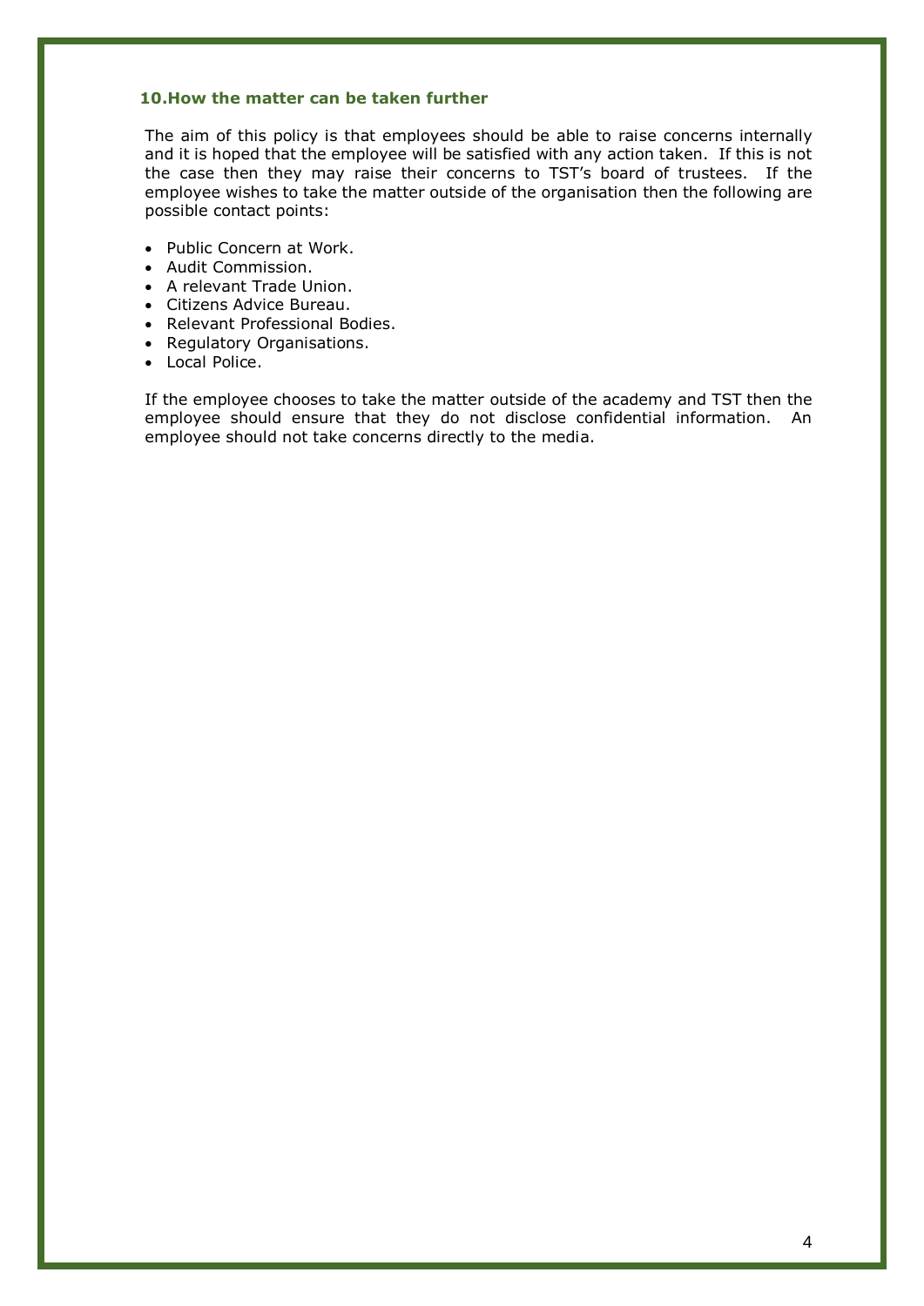## 10. How the matter can be taken further

The aim of this policy is that employees should be able to raise concerns internally and it is hoped that the employee will be satisfied with any action taken. If this is not the case then they may raise their concerns to TST's board of trustees. If the employee wishes to take the matter outside of the organisation then the following are possible contact points:

- Public Concern at Work.
- Audit Commission.
- A relevant Trade Union.
- Citizens Advice Bureau.
- Relevant Professional Bodies.
- Regulatory Organisations.
- Local Police.

If the employee chooses to take the matter outside of the academy and TST then the employee should ensure that they do not disclose confidential information. An employee should not take concerns directly to the media.